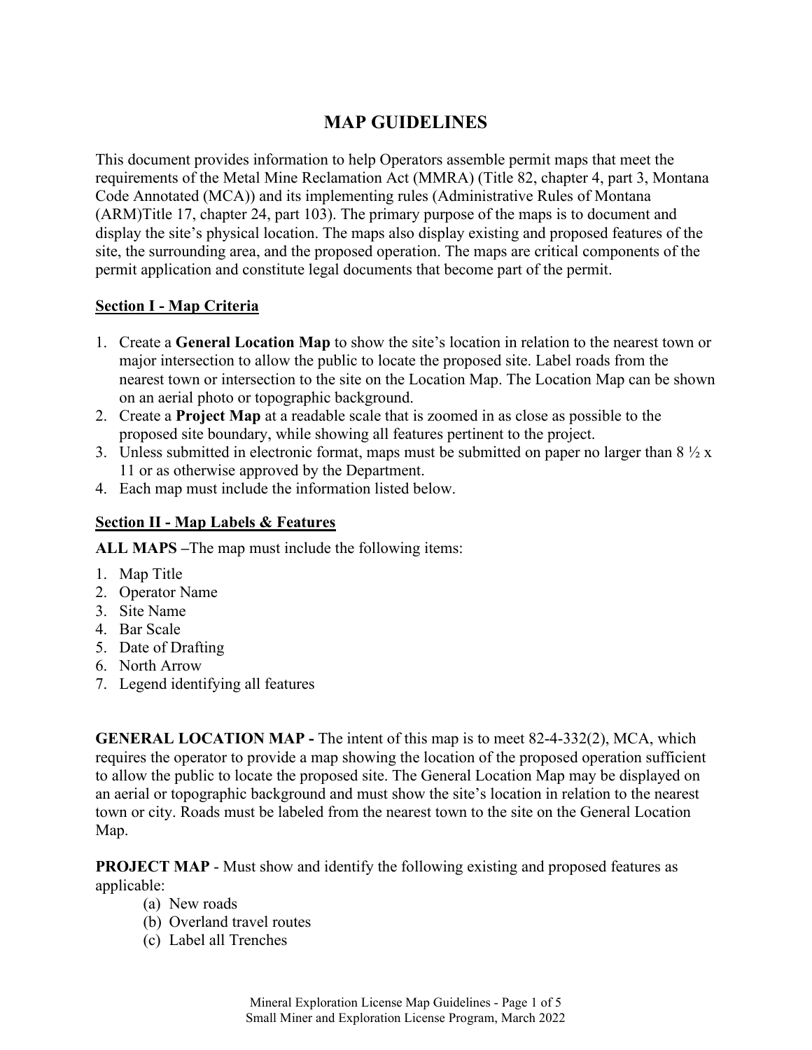# MAP GUIDELINES

This document provides information to help Operators assemble permit maps that meet the requirements of the Metal Mine Reclamation Act (MMRA) (Title 82, chapter 4, part 3, Montana Code Annotated (MCA)) and its implementing rules (Administrative Rules of Montana (ARM)Title 17, chapter 24, part 103). The primary purpose of the maps is to document and display the site's physical location. The maps also display existing and proposed features of the site, the surrounding area, and the proposed operation. The maps are critical components of the permit application and constitute legal documents that become part of the permit.

## Section I - Map Criteria

1. Create a **General Location Map** to show the site's location in relation to the nearest town or major intersection to allow the public to locate the proposed site. Label roads from the nearest town or intersection to the site on the Location Map. The Location Map can be shown on an aerial photo or topographic background.
2. Create a **Project Map** at a readable scale that is zoomed in as close as possible to the proposed site boundary, while showing all features pertinent to the project.
3. Unless submitted in electronic format, maps must be submitted on paper no larger than 8 ½ x 11 or as otherwise approved by the Department.
4. Each map must include the information listed below.

## Section II - Map Labels & Features

**ALL MAPS –**The map must include the following items:

1. Map Title
2. Operator Name
3. Site Name
4. Bar Scale
5. Date of Drafting
6. North Arrow
7. Legend identifying all features

**GENERAL LOCATION MAP -** The intent of this map is to meet 82-4-332(2), MCA, which requires the operator to provide a map showing the location of the proposed operation sufficient to allow the public to locate the proposed site. The General Location Map may be displayed on an aerial or topographic background and must show the site's location in relation to the nearest town or city. Roads must be labeled from the nearest town to the site on the General Location Map.

**PROJECT MAP** - Must show and identify the following existing and proposed features as applicable:

(a) New roads
(b) Overland travel routes
(c) Label all Trenches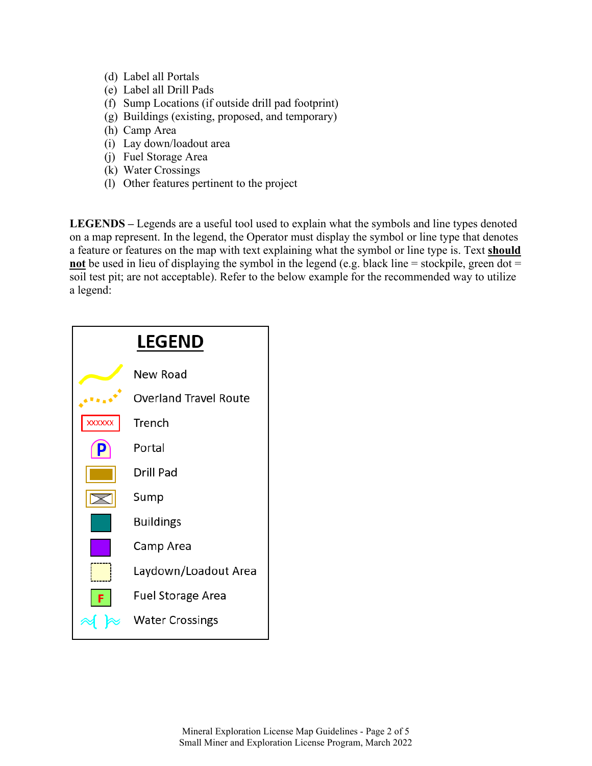(d) Label all Portals
(e) Label all Drill Pads
(f) Sump Locations (if outside drill pad footprint)
(g) Buildings (existing, proposed, and temporary)
(h) Camp Area
(i) Lay down/loadout area
(j) Fuel Storage Area
(k) Water Crossings
(l) Other features pertinent to the project

**LEGENDS –** Legends are a useful tool used to explain what the symbols and line types denoted on a map represent. In the legend, the Operator must display the symbol or line type that denotes a feature or features on the map with text explaining what the symbol or line type is. Text **should not** be used in lieu of displaying the symbol in the legend (e.g. black line = stockpile, green dot = soil test pit; are not acceptable). Refer to the below example for the recommended way to utilize a legend:

**LEGEND**

- New Road
- Overland Travel Route
- Trench
- Portal
- Drill Pad
- Sump
- Buildings
- Camp Area
- Laydown/Loadout Area
- Fuel Storage Area
- Water Crossings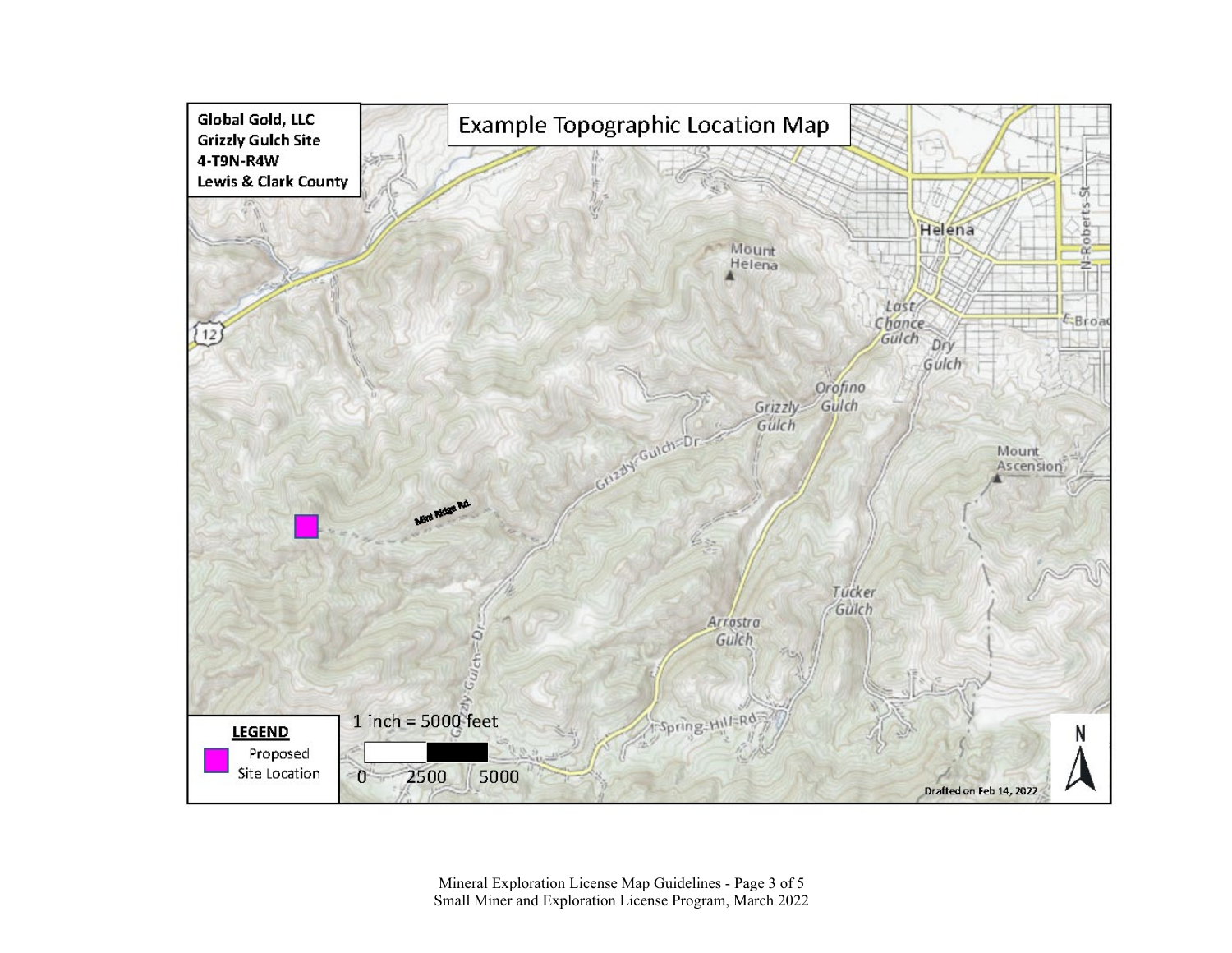Global Gold, LLC
Grizzly Gulch Site
4-T9N-R4W
Lewis & Clark County

# Example Topographic Location Map

Helena

Mount Helena

Last Chance Gulch

Dry Gulch

Orofino Gulch

Grizzly Gulch

Grizzly-Gulch-Dr

Mini Ridge Rd.

Mount Ascension

Tucker Gulch

Arrastra Gulch

Grizzly-Gulch-Dr

Spring-Hill-Rd

N-Roberts-St

E-Broad

12

**LEGEND**

Proposed Site Location

1 inch = 5000 feet

0 2500 5000

N

Drafted on Feb 14, 2022

Mineral Exploration License Map Guidelines - Page 3 of 5
Small Miner and Exploration License Program, March 2022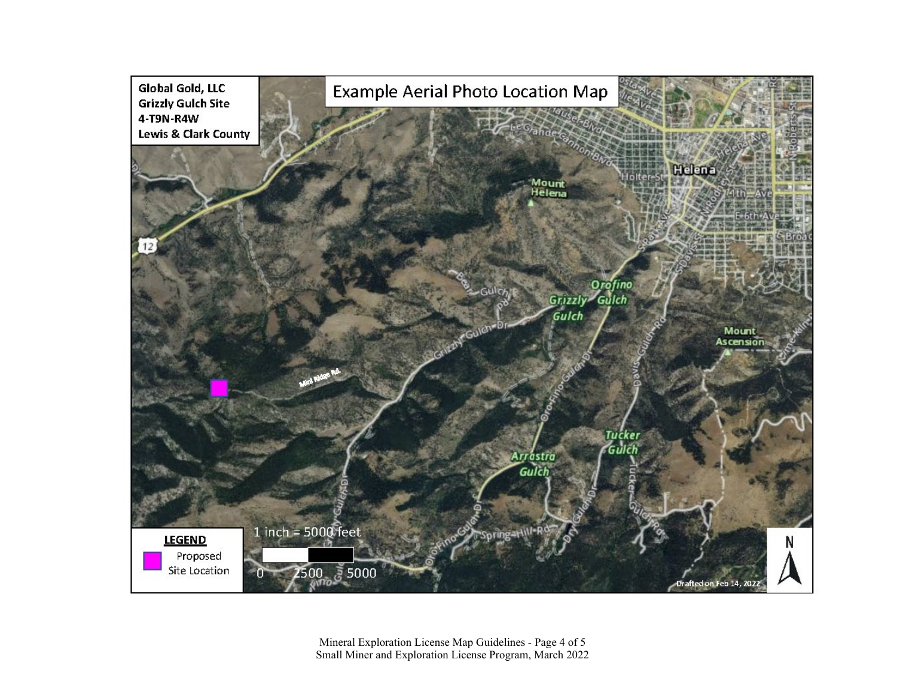**Global Gold, LLC**
**Grizzly Gulch Site**
**4-T9N-R4W**
**Lewis & Clark County**

# Example Aerial Photo Location Map

**LEGEND**

Proposed Site Location

1 inch = 5000 feet

0 2500 5000

Drafted on Feb 14, 2022

N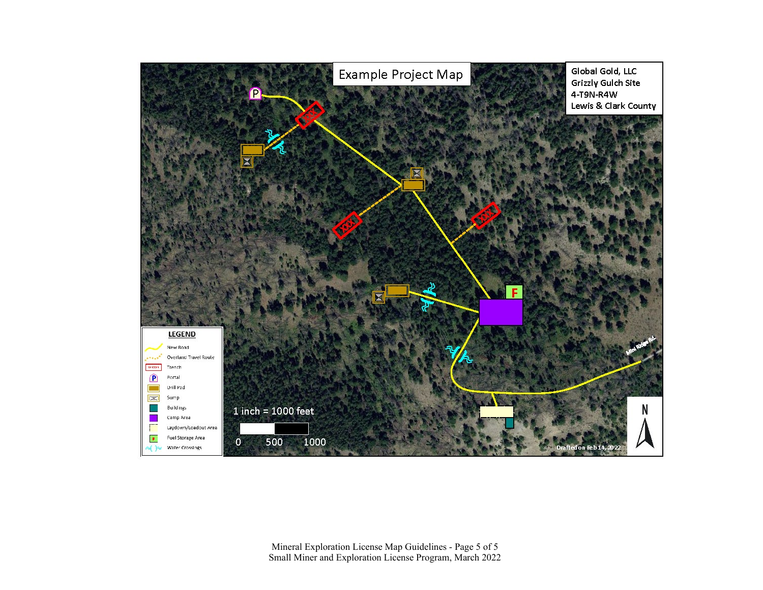# Example Project Map

Global Gold, LLC
Grizzly Gulch Site
4-T9N-R4W
Lewis & Clark County

**LEGEND**

New Road
Overland Travel Route
Trench
Portal
Drill Pad
Sump
Buildings
Camp Area
Laydown/Loadout Area
Fuel Storage Area
Water Crossings

1 inch = 1000 feet

0 500 1000

Mini Ridge Rd.

Drafted on Feb 14, 2022

N